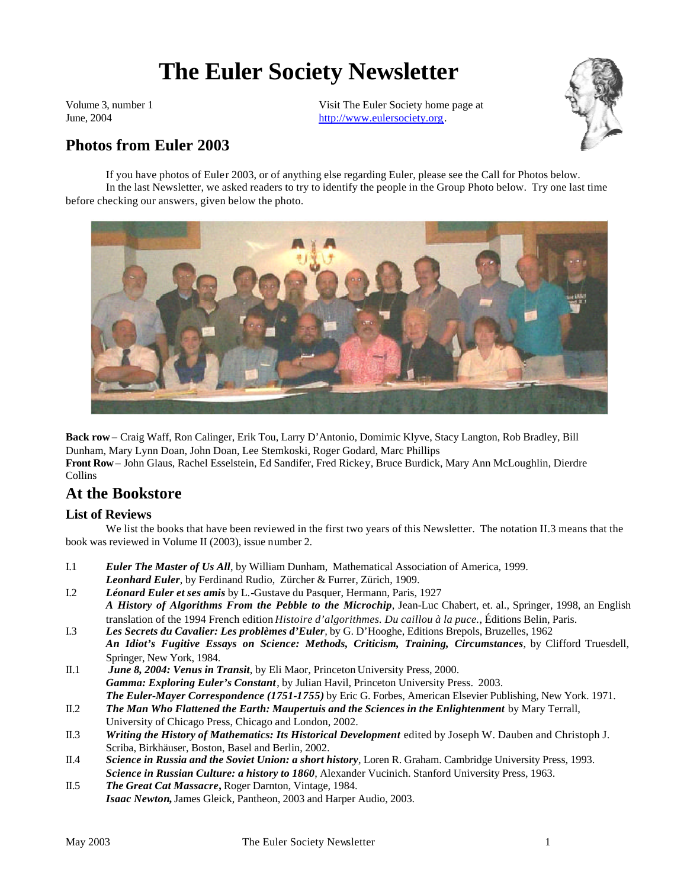# The Euler Society Newsletter

Volume 3, number 1
June, 2004

Visit The Euler Society home page at http://www.eulersociety.org.

## Photos from Euler 2003

If you have photos of Euler 2003, or of anything else regarding Euler, please see the Call for Photos below.
In the last Newsletter, we asked readers to try to identify the people in the Group Photo below. Try one last time before checking our answers, given below the photo.

**Back row** – Craig Waff, Ron Calinger, Erik Tou, Larry D'Antonio, Domimic Klyve, Stacy Langton, Rob Bradley, Bill Dunham, Mary Lynn Doan, John Doan, Lee Stemkoski, Roger Godard, Marc Phillips
**Front Row** – John Glaus, Rachel Esselstein, Ed Sandifer, Fred Rickey, Bruce Burdick, Mary Ann McLoughlin, Dierdre Collins

## At the Bookstore

### List of Reviews

We list the books that have been reviewed in the first two years of this Newsletter. The notation II.3 means that the book was reviewed in Volume II (2003), issue number 2.

- I.1 ***Euler The Master of Us All***, by William Dunham, Mathematical Association of America, 1999.
  ***Leonhard Euler***, by Ferdinand Rudio, Zürcher & Furrer, Zürich, 1909.
- I.2 ***Léonard Euler et ses amis*** by L.-Gustave du Pasquer, Hermann, Paris, 1927
  ***A History of Algorithms From the Pebble to the Microchip***, Jean-Luc Chabert, et. al., Springer, 1998, an English translation of the 1994 French edition *Histoire d'algorithmes. Du caillou à la puce.*, Éditions Belin, Paris.
- I.3 ***Les Secrets du Cavalier: Les problèmes d'Euler***, by G. D'Hooghe, Editions Brepols, Bruzelles, 1962
  ***An Idiot's Fugitive Essays on Science: Methods, Criticism, Training, Circumstances***, by Clifford Truesdell, Springer, New York, 1984.
- II.1 ***June 8, 2004: Venus in Transit***, by Eli Maor, Princeton University Press, 2000.
  ***Gamma: Exploring Euler's Constant***, by Julian Havil, Princeton University Press. 2003.
  ***The Euler-Mayer Correspondence (1751-1755)*** by Eric G. Forbes, American Elsevier Publishing, New York. 1971.
- II.2 ***The Man Who Flattened the Earth: Maupertuis and the Sciences in the Enlightenment*** by Mary Terrall, University of Chicago Press, Chicago and London, 2002.
- II.3 ***Writing the History of Mathematics: Its Historical Development*** edited by Joseph W. Dauben and Christoph J. Scriba, Birkhäuser, Boston, Basel and Berlin, 2002.
- II.4 ***Science in Russia and the Soviet Union: a short history***, Loren R. Graham. Cambridge University Press, 1993.
  ***Science in Russian Culture: a history to 1860***, Alexander Vucinich. Stanford University Press, 1963.
- II.5 ***The Great Cat Massacre,*** Roger Darnton, Vintage, 1984.
  ***Isaac Newton,*** James Gleick, Pantheon, 2003 and Harper Audio, 2003.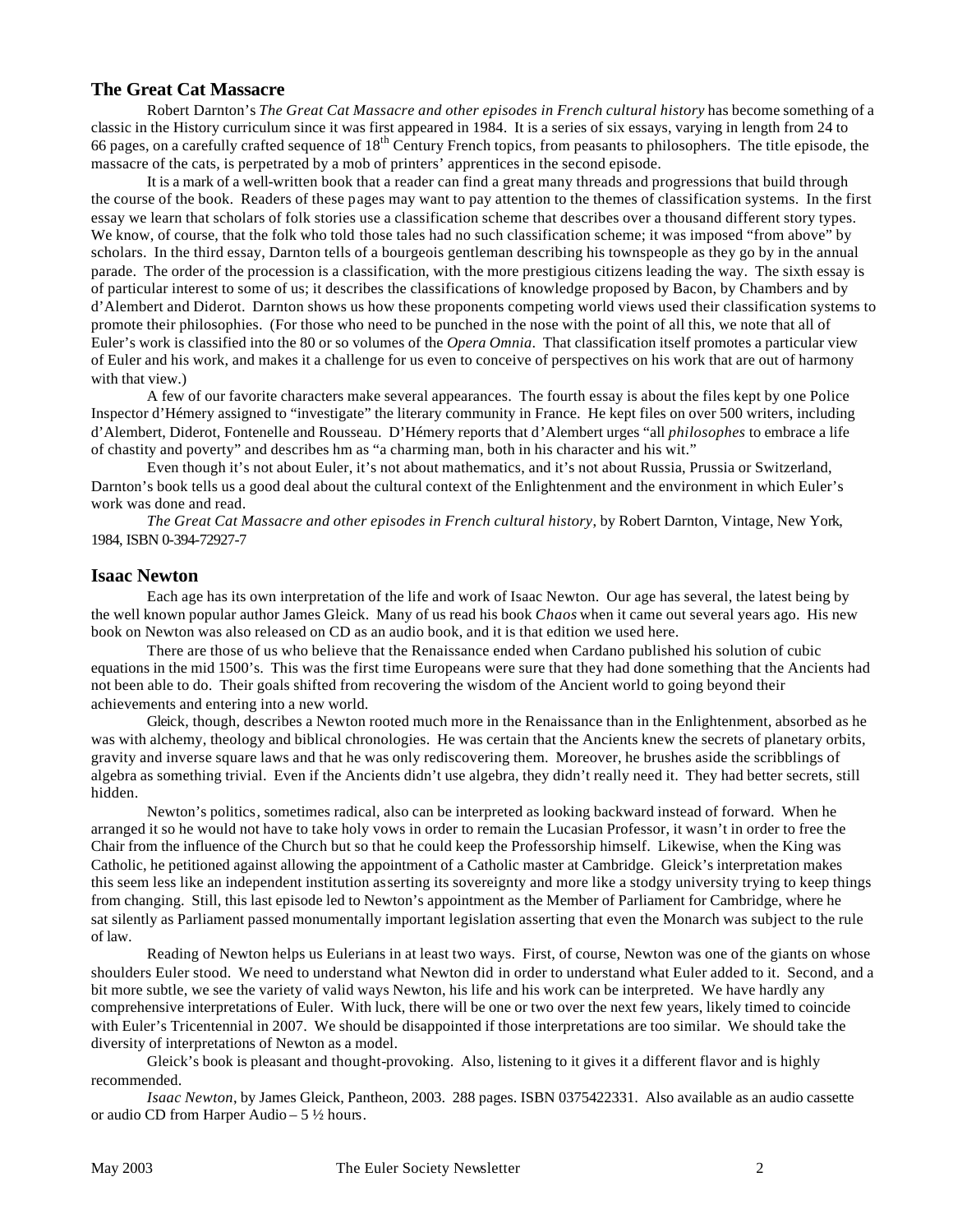## The Great Cat Massacre

Robert Darnton's *The Great Cat Massacre and other episodes in French cultural history* has become something of a classic in the History curriculum since it was first appeared in 1984. It is a series of six essays, varying in length from 24 to 66 pages, on a carefully crafted sequence of 18th Century French topics, from peasants to philosophers. The title episode, the massacre of the cats, is perpetrated by a mob of printers' apprentices in the second episode.

It is a mark of a well-written book that a reader can find a great many threads and progressions that build through the course of the book. Readers of these pages may want to pay attention to the themes of classification systems. In the first essay we learn that scholars of folk stories use a classification scheme that describes over a thousand different story types. We know, of course, that the folk who told those tales had no such classification scheme; it was imposed "from above" by scholars. In the third essay, Darnton tells of a bourgeois gentleman describing his townspeople as they go by in the annual parade. The order of the procession is a classification, with the more prestigious citizens leading the way. The sixth essay is of particular interest to some of us; it describes the classifications of knowledge proposed by Bacon, by Chambers and by d'Alembert and Diderot. Darnton shows us how these proponents competing world views used their classification systems to promote their philosophies. (For those who need to be punched in the nose with the point of all this, we note that all of Euler's work is classified into the 80 or so volumes of the *Opera Omnia*. That classification itself promotes a particular view of Euler and his work, and makes it a challenge for us even to conceive of perspectives on his work that are out of harmony with that view.)

A few of our favorite characters make several appearances. The fourth essay is about the files kept by one Police Inspector d'Hémery assigned to "investigate" the literary community in France. He kept files on over 500 writers, including d'Alembert, Diderot, Fontenelle and Rousseau. D'Hémery reports that d'Alembert urges "all *philosophes* to embrace a life of chastity and poverty" and describes hm as "a charming man, both in his character and his wit."

Even though it's not about Euler, it's not about mathematics, and it's not about Russia, Prussia or Switzerland, Darnton's book tells us a good deal about the cultural context of the Enlightenment and the environment in which Euler's work was done and read.

*The Great Cat Massacre and other episodes in French cultural history*, by Robert Darnton, Vintage, New York, 1984, ISBN 0-394-72927-7

## Isaac Newton

Each age has its own interpretation of the life and work of Isaac Newton. Our age has several, the latest being by the well known popular author James Gleick. Many of us read his book *Chaos* when it came out several years ago. His new book on Newton was also released on CD as an audio book, and it is that edition we used here.

There are those of us who believe that the Renaissance ended when Cardano published his solution of cubic equations in the mid 1500's. This was the first time Europeans were sure that they had done something that the Ancients had not been able to do. Their goals shifted from recovering the wisdom of the Ancient world to going beyond their achievements and entering into a new world.

Gleick, though, describes a Newton rooted much more in the Renaissance than in the Enlightenment, absorbed as he was with alchemy, theology and biblical chronologies. He was certain that the Ancients knew the secrets of planetary orbits, gravity and inverse square laws and that he was only rediscovering them. Moreover, he brushes aside the scribblings of algebra as something trivial. Even if the Ancients didn't use algebra, they didn't really need it. They had better secrets, still hidden.

Newton's politics, sometimes radical, also can be interpreted as looking backward instead of forward. When he arranged it so he would not have to take holy vows in order to remain the Lucasian Professor, it wasn't in order to free the Chair from the influence of the Church but so that he could keep the Professorship himself. Likewise, when the King was Catholic, he petitioned against allowing the appointment of a Catholic master at Cambridge. Gleick's interpretation makes this seem less like an independent institution asserting its sovereignty and more like a stodgy university trying to keep things from changing. Still, this last episode led to Newton's appointment as the Member of Parliament for Cambridge, where he sat silently as Parliament passed monumentally important legislation asserting that even the Monarch was subject to the rule of law.

Reading of Newton helps us Eulerians in at least two ways. First, of course, Newton was one of the giants on whose shoulders Euler stood. We need to understand what Newton did in order to understand what Euler added to it. Second, and a bit more subtle, we see the variety of valid ways Newton, his life and his work can be interpreted. We have hardly any comprehensive interpretations of Euler. With luck, there will be one or two over the next few years, likely timed to coincide with Euler's Tricentennial in 2007. We should be disappointed if those interpretations are too similar. We should take the diversity of interpretations of Newton as a model.

Gleick's book is pleasant and thought-provoking. Also, listening to it gives it a different flavor and is highly recommended.

*Isaac Newton*, by James Gleick, Pantheon, 2003. 288 pages. ISBN 0375422331. Also available as an audio cassette or audio CD from Harper Audio – 5 ½ hours.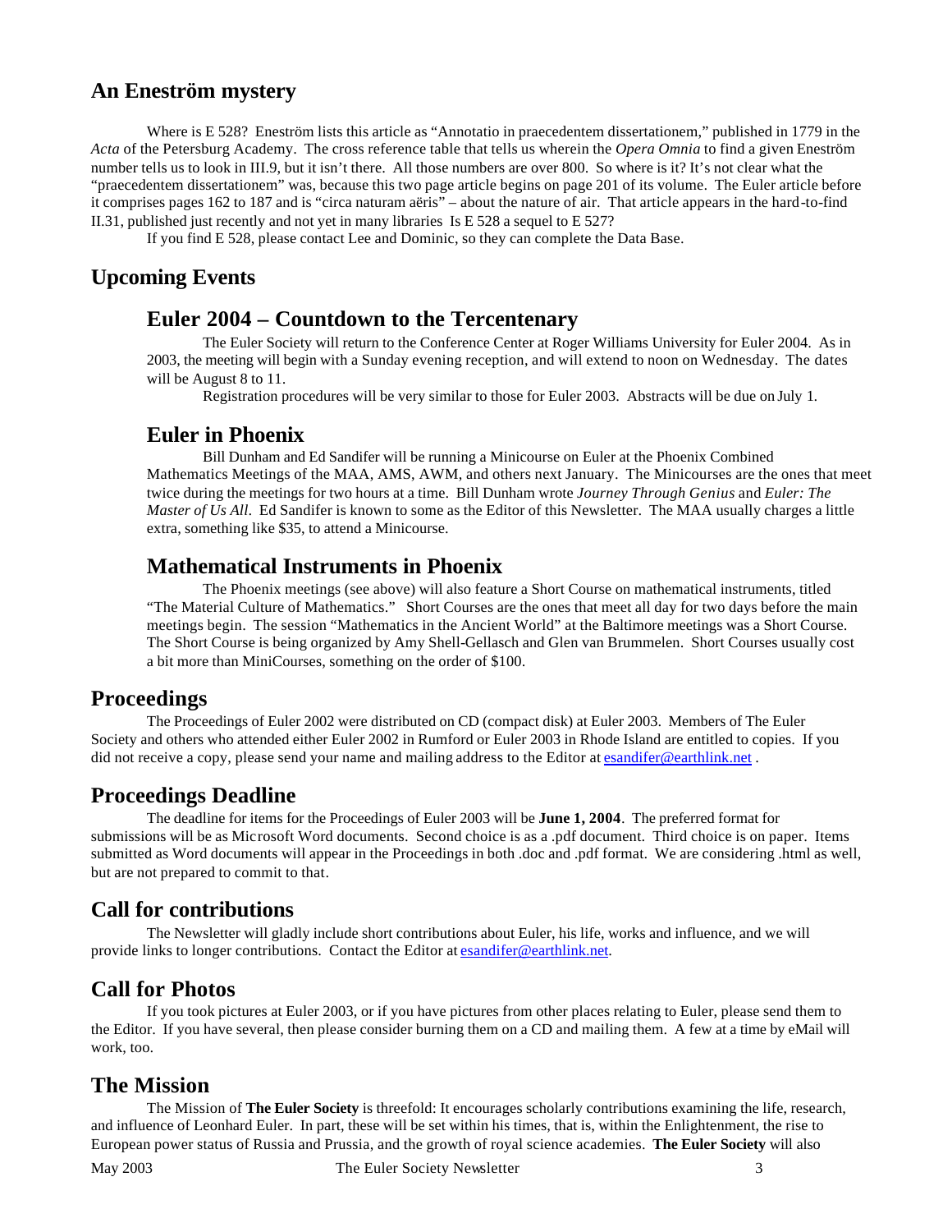## An Eneström mystery

Where is E 528? Eneström lists this article as "Annotatio in praecedentem dissertationem," published in 1779 in the *Acta* of the Petersburg Academy. The cross reference table that tells us wherein the *Opera Omnia* to find a given Eneström number tells us to look in III.9, but it isn't there. All those numbers are over 800. So where is it? It's not clear what the "praecedentem dissertationem" was, because this two page article begins on page 201 of its volume. The Euler article before it comprises pages 162 to 187 and is "circa naturam aëris" – about the nature of air. That article appears in the hard-to-find II.31, published just recently and not yet in many libraries Is E 528 a sequel to E 527?

If you find E 528, please contact Lee and Dominic, so they can complete the Data Base.

## Upcoming Events

### Euler 2004 – Countdown to the Tercentenary

The Euler Society will return to the Conference Center at Roger Williams University for Euler 2004. As in 2003, the meeting will begin with a Sunday evening reception, and will extend to noon on Wednesday. The dates will be August 8 to 11.

Registration procedures will be very similar to those for Euler 2003. Abstracts will be due on July 1.

### Euler in Phoenix

Bill Dunham and Ed Sandifer will be running a Minicourse on Euler at the Phoenix Combined Mathematics Meetings of the MAA, AMS, AWM, and others next January. The Minicourses are the ones that meet twice during the meetings for two hours at a time. Bill Dunham wrote *Journey Through Genius* and *Euler: The Master of Us All*. Ed Sandifer is known to some as the Editor of this Newsletter. The MAA usually charges a little extra, something like $35, to attend a Minicourse.

### Mathematical Instruments in Phoenix

The Phoenix meetings (see above) will also feature a Short Course on mathematical instruments, titled "The Material Culture of Mathematics." Short Courses are the ones that meet all day for two days before the main meetings begin. The session "Mathematics in the Ancient World" at the Baltimore meetings was a Short Course. The Short Course is being organized by Amy Shell-Gellasch and Glen van Brummelen. Short Courses usually cost a bit more than MiniCourses, something on the order of $100.

## Proceedings

The Proceedings of Euler 2002 were distributed on CD (compact disk) at Euler 2003. Members of The Euler Society and others who attended either Euler 2002 in Rumford or Euler 2003 in Rhode Island are entitled to copies. If you did not receive a copy, please send your name and mailing address to the Editor at esandifer@earthlink.net .

## Proceedings Deadline

The deadline for items for the Proceedings of Euler 2003 will be **June 1, 2004**. The preferred format for submissions will be as Microsoft Word documents. Second choice is as a .pdf document. Third choice is on paper. Items submitted as Word documents will appear in the Proceedings in both .doc and .pdf format. We are considering .html as well, but are not prepared to commit to that.

## Call for contributions

The Newsletter will gladly include short contributions about Euler, his life, works and influence, and we will provide links to longer contributions. Contact the Editor at esandifer@earthlink.net.

## Call for Photos

If you took pictures at Euler 2003, or if you have pictures from other places relating to Euler, please send them to the Editor. If you have several, then please consider burning them on a CD and mailing them. A few at a time by eMail will work, too.

## The Mission

The Mission of **The Euler Society** is threefold: It encourages scholarly contributions examining the life, research, and influence of Leonhard Euler. In part, these will be set within his times, that is, within the Enlightenment, the rise to European power status of Russia and Prussia, and the growth of royal science academies. **The Euler Society** will also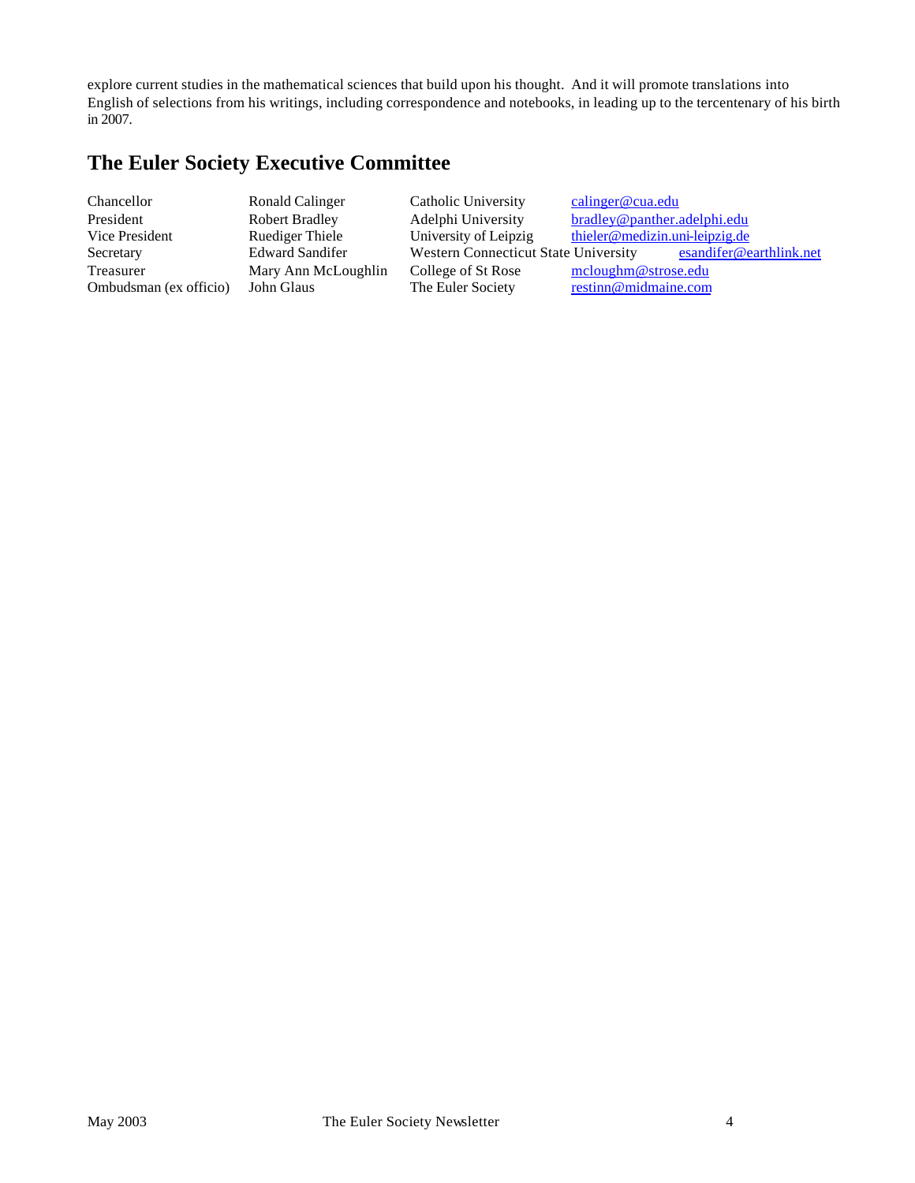explore current studies in the mathematical sciences that build upon his thought. And it will promote translations into English of selections from his writings, including correspondence and notebooks, in leading up to the tercentenary of his birth in 2007.

## The Euler Society Executive Committee

| | | | |
|---|---|---|---|
| Chancellor | Ronald Calinger | Catholic University | calinger@cua.edu |
| President | Robert Bradley | Adelphi University | bradley@panther.adelphi.edu |
| Vice President | Ruediger Thiele | University of Leipzig | thieler@medizin.uni-leipzig.de |
| Secretary | Edward Sandifer | Western Connecticut State University | esandifer@earthlink.net |
| Treasurer | Mary Ann McLoughlin | College of St Rose | mcloughm@strose.edu |
| Ombudsman (ex officio) | John Glaus | The Euler Society | restinn@midmaine.com |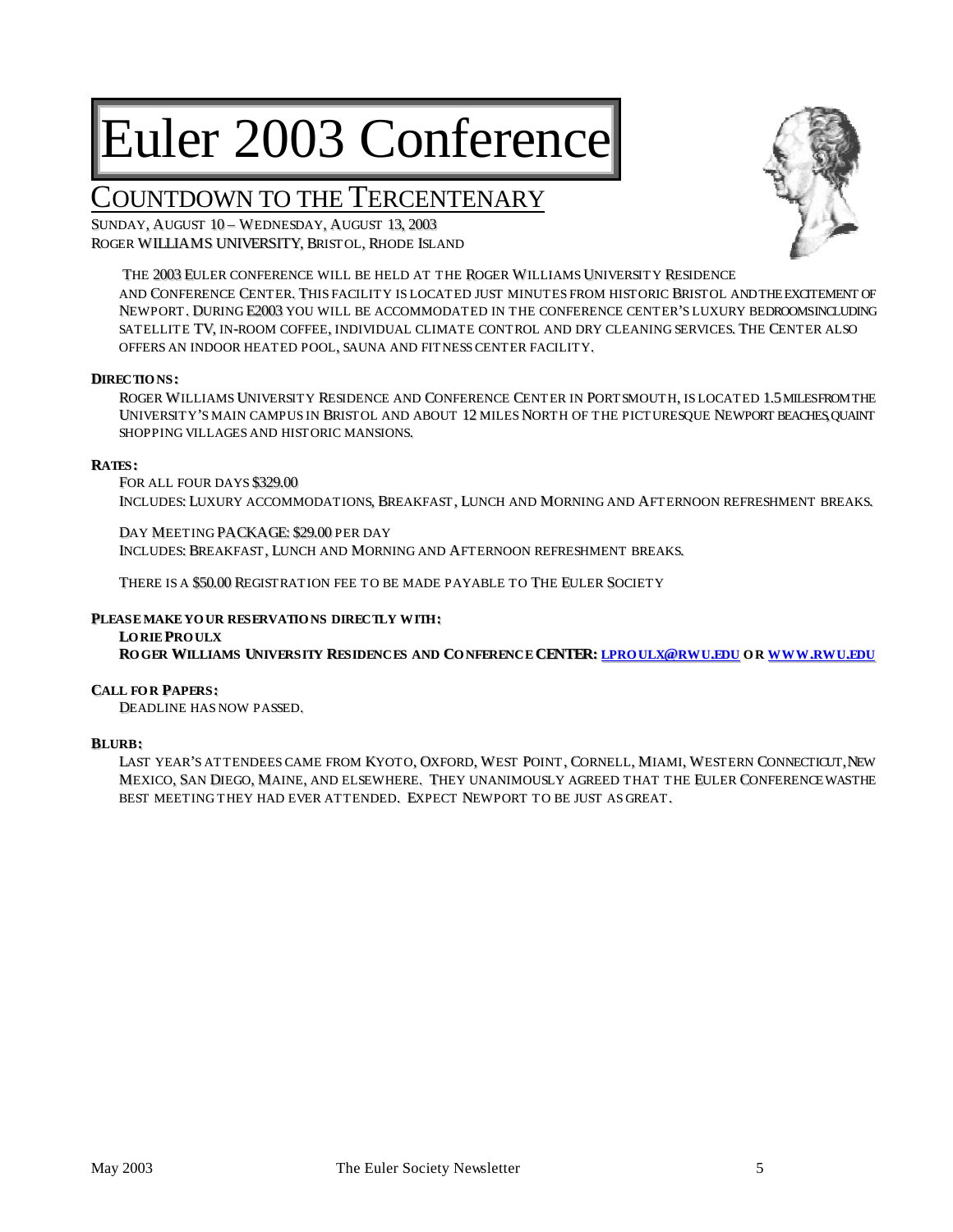# Euler 2003 Conference

## Countdown to the Tercentenary

Sunday, August 10 – Wednesday, August 13, 2003
Roger Williams University, Bristol, Rhode Island

The 2003 Euler conference will be held at the Roger Williams University Residence and Conference Center. This facility is located just minutes from historic Bristol and the excitement of Newport. During E2003 you will be accommodated in the conference center's luxury bedrooms including satellite TV, in-room coffee, individual climate control and dry cleaning services. The Center also offers an indoor heated pool, sauna and fitness center facility.

**Directions:**

Roger Williams University Residence and Conference Center in Portsmouth, is located 1.5 miles from the University's main campus in Bristol and about 12 miles North of the picturesque Newport beaches, quaint shopping villages and historic mansions.

**Rates:**

For all four days $329.00
Includes: Luxury accommodations, Breakfast, Lunch and Morning and Afternoon refreshment breaks.

Day Meeting Package: $29.00 per day
Includes: Breakfast, Lunch and Morning and Afternoon refreshment breaks.

There is a $50.00 Registration fee to be made payable to The Euler Society

**Please make your reservations directly with:**

**Lorie Proulx**
**Roger Williams University Residences and Conference Center: lproulx@rwu.edu or www.rwu.edu**

**Call for Papers:**

Deadline has now passed.

**Blurb:**

Last year's attendees came from Kyoto, Oxford, West Point, Cornell, Miami, Western Connecticut, New Mexico, San Diego, Maine, and elsewhere. They unanimously agreed that the Euler Conference was the best meeting they had ever attended. Expect Newport to be just as great.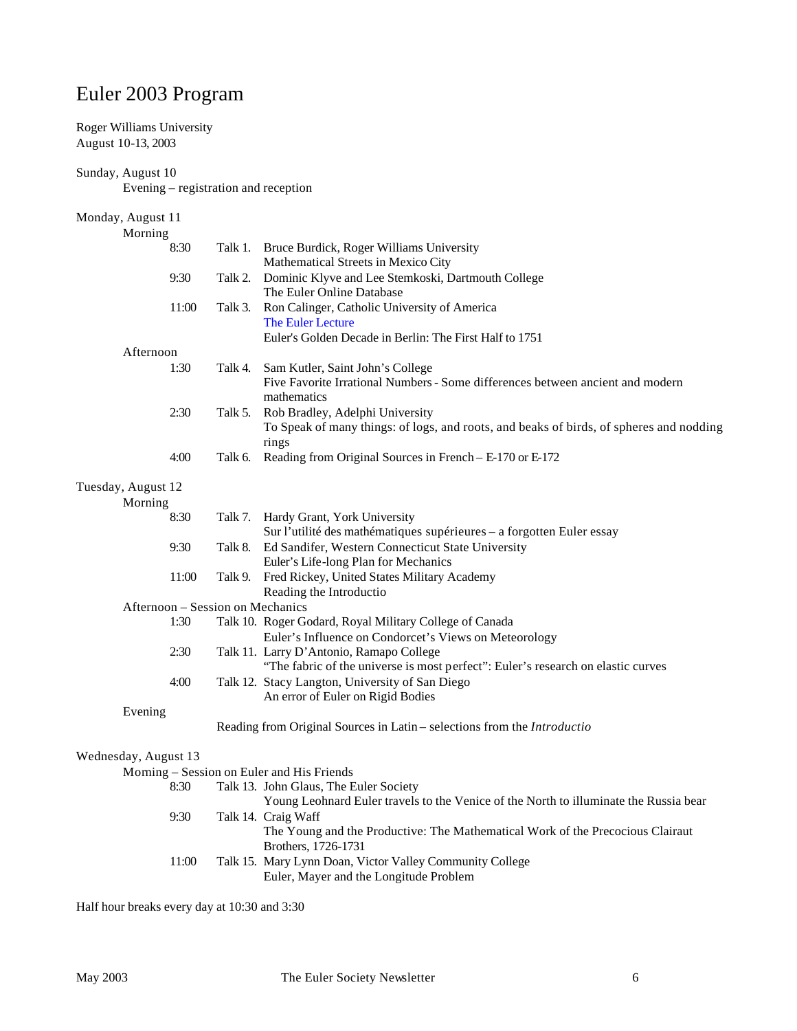# Euler 2003 Program

Roger Williams University
August 10-13, 2003

Sunday, August 10

Evening – registration and reception

Monday, August 11

Morning

| | | |
|---|---|---|
| 8:30 | Talk 1. | Bruce Burdick, Roger Williams University<br>Mathematical Streets in Mexico City |
| 9:30 | Talk 2. | Dominic Klyve and Lee Stemkoski, Dartmouth College<br>The Euler Online Database |
| 11:00 | Talk 3. | Ron Calinger, Catholic University of America<br>The Euler Lecture<br>Euler's Golden Decade in Berlin: The First Half to 1751 |

Afternoon

| | | |
|---|---|---|
| 1:30 | Talk 4. | Sam Kutler, Saint John's College<br>Five Favorite Irrational Numbers - Some differences between ancient and modern mathematics |
| 2:30 | Talk 5. | Rob Bradley, Adelphi University<br>To Speak of many things: of logs, and roots, and beaks of birds, of spheres and nodding rings |
| 4:00 | Talk 6. | Reading from Original Sources in French – E-170 or E-172 |

Tuesday, August 12

Morning

| | | |
|---|---|---|
| 8:30 | Talk 7. | Hardy Grant, York University<br>Sur l'utilité des mathématiques supérieures – a forgotten Euler essay |
| 9:30 | Talk 8. | Ed Sandifer, Western Connecticut State University<br>Euler's Life-long Plan for Mechanics |
| 11:00 | Talk 9. | Fred Rickey, United States Military Academy<br>Reading the Introductio |

Afternoon – Session on Mechanics

| | | |
|---|---|---|
| 1:30 | Talk 10. | Roger Godard, Royal Military College of Canada<br>Euler's Influence on Condorcet's Views on Meteorology |
| 2:30 | Talk 11. | Larry D'Antonio, Ramapo College<br>"The fabric of the universe is most perfect": Euler's research on elastic curves |
| 4:00 | Talk 12. | Stacy Langton, University of San Diego<br>An error of Euler on Rigid Bodies |

Evening

Reading from Original Sources in Latin – selections from the *Introductio*

Wednesday, August 13

Morning – Session on Euler and His Friends

| | | |
|---|---|---|
| 8:30 | Talk 13. | John Glaus, The Euler Society<br>Young Leohnard Euler travels to the Venice of the North to illuminate the Russia bear |
| 9:30 | Talk 14. | Craig Waff<br>The Young and the Productive: The Mathematical Work of the Precocious Clairaut Brothers, 1726-1731 |
| 11:00 | Talk 15. | Mary Lynn Doan, Victor Valley Community College<br>Euler, Mayer and the Longitude Problem |

Half hour breaks every day at 10:30 and 3:30